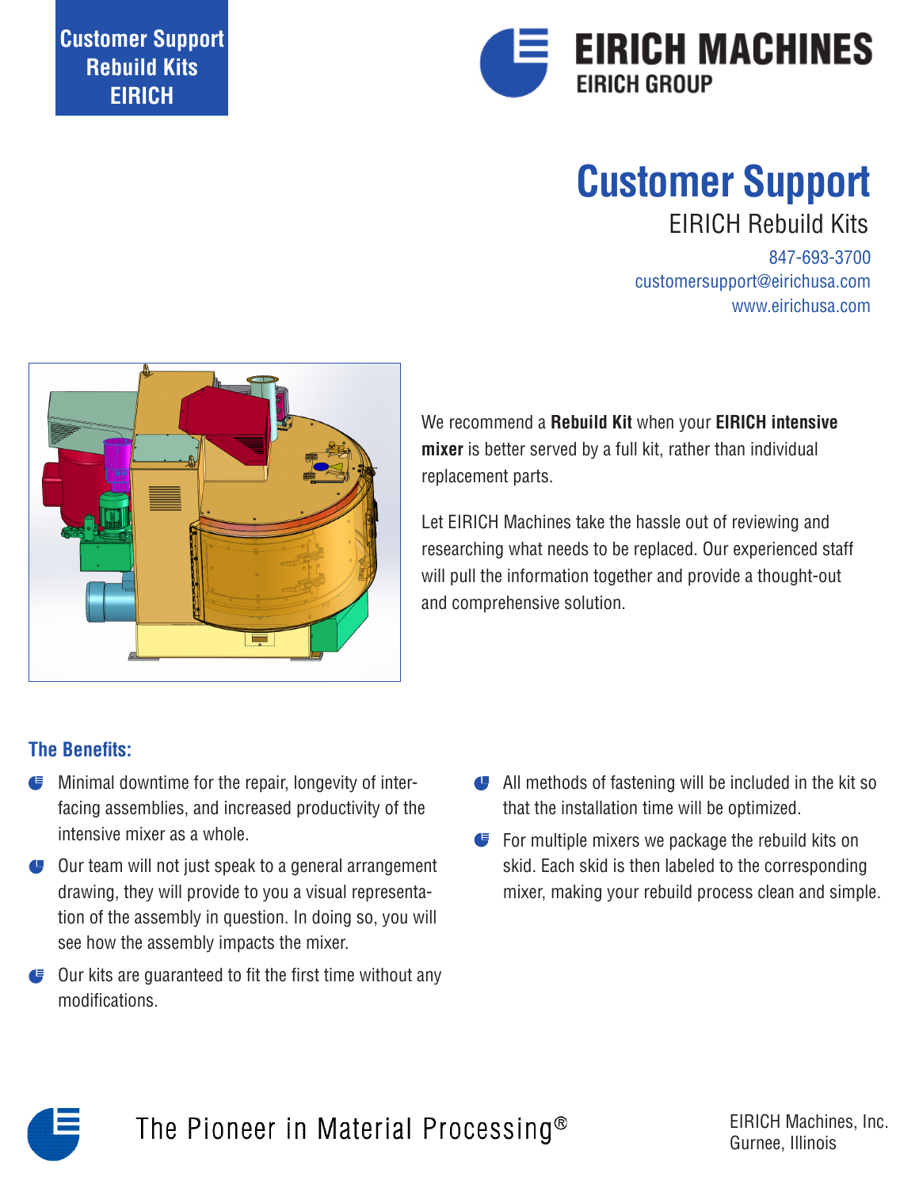Customer Support
Rebuild Kits
EIRICH

EIRICH MACHINES
EIRICH GROUP

# Customer Support

## EIRICH Rebuild Kits

847-693-3700
customersupport@eirichusa.com
www.eirichusa.com

We recommend a **Rebuild Kit** when your **EIRICH intensive mixer** is better served by a full kit, rather than individual replacement parts.

Let EIRICH Machines take the hassle out of reviewing and researching what needs to be replaced. Our experienced staff will pull the information together and provide a thought-out and comprehensive solution.

### The Benefits:

- Minimal downtime for the repair, longevity of interfacing assemblies, and increased productivity of the intensive mixer as a whole.
- Our team will not just speak to a general arrangement drawing, they will provide to you a visual representation of the assembly in question. In doing so, you will see how the assembly impacts the mixer.
- Our kits are guaranteed to fit the first time without any modifications.
- All methods of fastening will be included in the kit so that the installation time will be optimized.
- For multiple mixers we package the rebuild kits on skid. Each skid is then labeled to the corresponding mixer, making your rebuild process clean and simple.

The Pioneer in Material Processing®

EIRICH Machines, Inc.
Gurnee, Illinois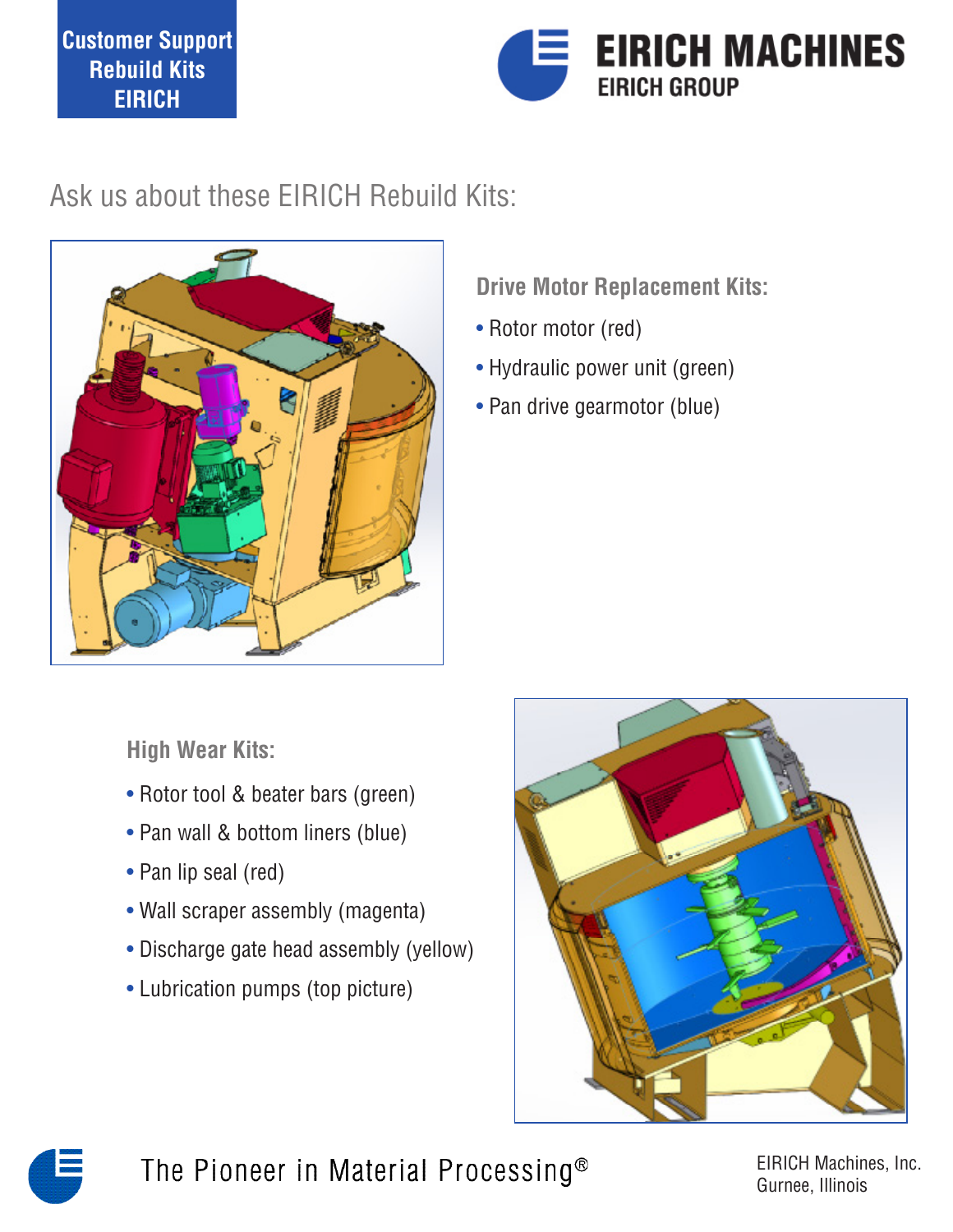Customer Support Rebuild Kits EIRICH

EIRICH MACHINES
EIRICH GROUP

## Ask us about these EIRICH Rebuild Kits:

### Drive Motor Replacement Kits:

- Rotor motor (red)
- Hydraulic power unit (green)
- Pan drive gearmotor (blue)

### High Wear Kits:

- Rotor tool & beater bars (green)
- Pan wall & bottom liners (blue)
- Pan lip seal (red)
- Wall scraper assembly (magenta)
- Discharge gate head assembly (yellow)
- Lubrication pumps (top picture)

The Pioneer in Material Processing®

EIRICH Machines, Inc.
Gurnee, Illinois